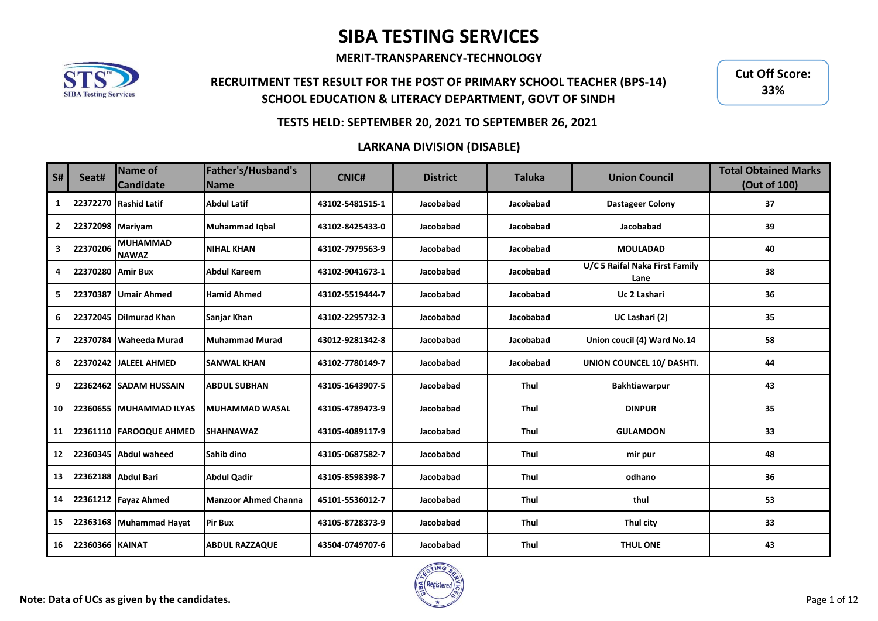# SIBA TESTING SERVICES

**MERIT-TRANSPARENCY-TECHNOLOGY**

**RECRUITMENT TEST RESULT FOR THE POST OF PRIMARY SCHOOL TEACHER (BPS-14)**
**SCHOOL EDUCATION & LITERACY DEPARTMENT, GOVT OF SINDH**

**Cut Off Score: 33%**

**TESTS HELD: SEPTEMBER 20, 2021 TO SEPTEMBER 26, 2021**

**LARKANA DIVISION (DISABLE)**

| S# | Seat# | Name of Candidate | Father's/Husband's Name | CNIC# | District | Taluka | Union Council | Total Obtained Marks (Out of 100) |
|---|---|---|---|---|---|---|---|---|
| 1 | 22372270 | Rashid Latif | Abdul Latif | 43102-5481515-1 | Jacobabad | Jacobabad | Dastageer Colony | 37 |
| 2 | 22372098 | Mariyam | Muhammad Iqbal | 43102-8425433-0 | Jacobabad | Jacobabad | Jacobabad | 39 |
| 3 | 22370206 | MUHAMMAD NAWAZ | NIHAL KHAN | 43102-7979563-9 | Jacobabad | Jacobabad | MOULADAD | 40 |
| 4 | 22370280 | Amir Bux | Abdul Kareem | 43102-9041673-1 | Jacobabad | Jacobabad | U/C 5 Raifal Naka First Family Lane | 38 |
| 5 | 22370387 | Umair Ahmed | Hamid Ahmed | 43102-5519444-7 | Jacobabad | Jacobabad | Uc 2 Lashari | 36 |
| 6 | 22372045 | Dilmurad Khan | Sanjar Khan | 43102-2295732-3 | Jacobabad | Jacobabad | UC Lashari (2) | 35 |
| 7 | 22370784 | Waheeda Murad | Muhammad Murad | 43012-9281342-8 | Jacobabad | Jacobabad | Union coucil (4) Ward No.14 | 58 |
| 8 | 22370242 | JALEEL AHMED | SANWAL KHAN | 43102-7780149-7 | Jacobabad | Jacobabad | UNION COUNCEL 10/ DASHTI. | 44 |
| 9 | 22362462 | SADAM HUSSAIN | ABDUL SUBHAN | 43105-1643907-5 | Jacobabad | Thul | Bakhtiawarpur | 43 |
| 10 | 22360655 | MUHAMMAD ILYAS | MUHAMMAD WASAL | 43105-4789473-9 | Jacobabad | Thul | DINPUR | 35 |
| 11 | 22361110 | FAROOQUE AHMED | SHAHNAWAZ | 43105-4089117-9 | Jacobabad | Thul | GULAMOON | 33 |
| 12 | 22360345 | Abdul waheed | Sahib dino | 43105-0687582-7 | Jacobabad | Thul | mir pur | 48 |
| 13 | 22362188 | Abdul Bari | Abdul Qadir | 43105-8598398-7 | Jacobabad | Thul | odhano | 36 |
| 14 | 22361212 | Fayaz Ahmed | Manzoor Ahmed Channa | 45101-5536012-7 | Jacobabad | Thul | thul | 53 |
| 15 | 22363168 | Muhammad Hayat | Pir Bux | 43105-8728373-9 | Jacobabad | Thul | Thul city | 33 |
| 16 | 22360366 | KAINAT | ABDUL RAZZAQUE | 43504-0749707-6 | Jacobabad | Thul | THUL ONE | 43 |

**Note: Data of UCs as given by the candidates.**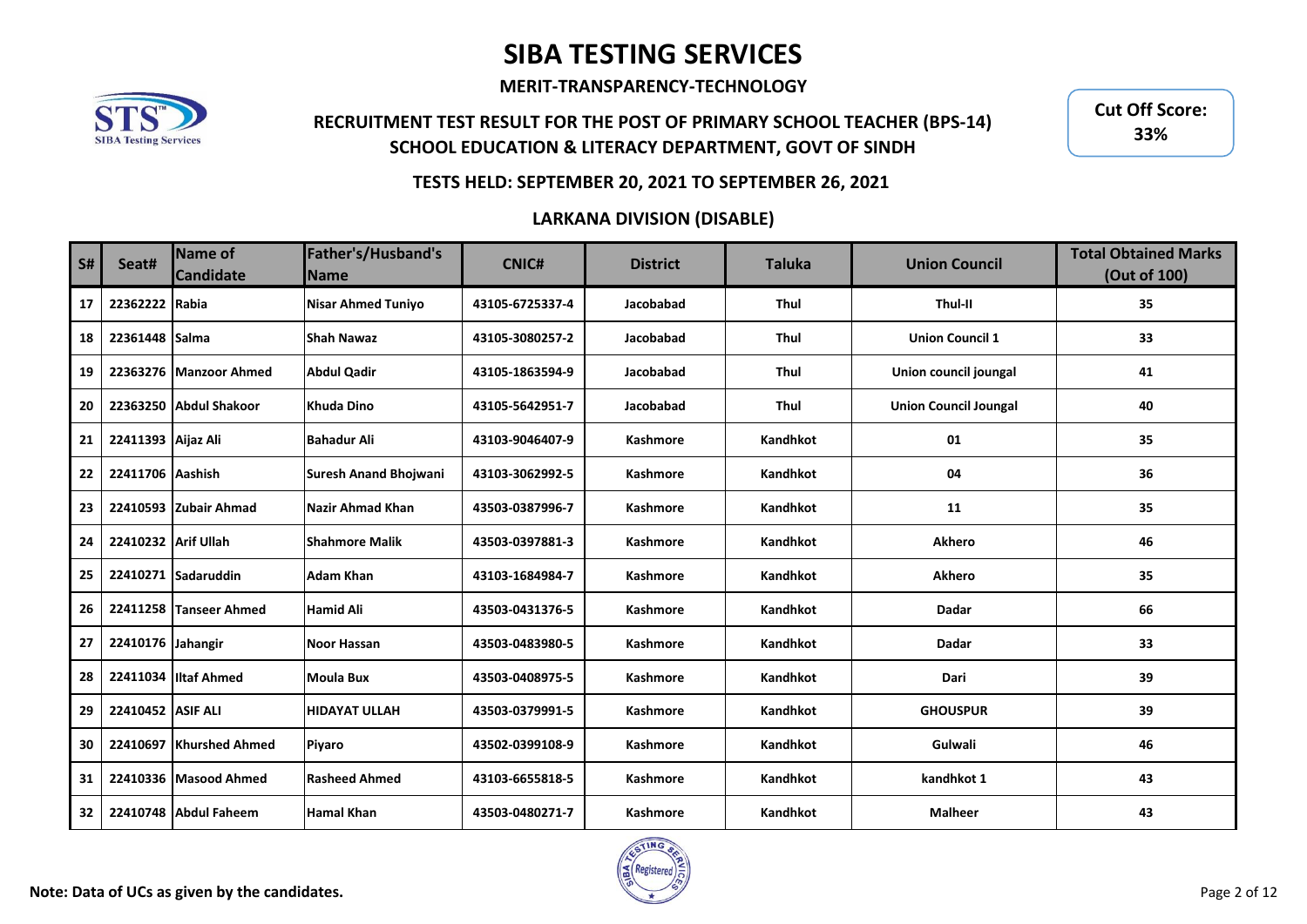# SIBA TESTING SERVICES

**MERIT-TRANSPARENCY-TECHNOLOGY**

**RECRUITMENT TEST RESULT FOR THE POST OF PRIMARY SCHOOL TEACHER (BPS-14)**
**SCHOOL EDUCATION & LITERACY DEPARTMENT, GOVT OF SINDH**

**Cut Off Score: 33%**

**TESTS HELD: SEPTEMBER 20, 2021 TO SEPTEMBER 26, 2021**

**LARKANA DIVISION (DISABLE)**

| S# | Seat# | Name of Candidate | Father's/Husband's Name | CNIC# | District | Taluka | Union Council | Total Obtained Marks (Out of 100) |
|---|---|---|---|---|---|---|---|---|
| 17 | 22362222 | Rabia | Nisar Ahmed Tuniyo | 43105-6725337-4 | Jacobabad | Thul | Thul-II | 35 |
| 18 | 22361448 | Salma | Shah Nawaz | 43105-3080257-2 | Jacobabad | Thul | Union Council 1 | 33 |
| 19 | 22363276 | Manzoor Ahmed | Abdul Qadir | 43105-1863594-9 | Jacobabad | Thul | Union council joungal | 41 |
| 20 | 22363250 | Abdul Shakoor | Khuda Dino | 43105-5642951-7 | Jacobabad | Thul | Union Council Joungal | 40 |
| 21 | 22411393 | Aijaz Ali | Bahadur Ali | 43103-9046407-9 | Kashmore | Kandhkot | 01 | 35 |
| 22 | 22411706 | Aashish | Suresh Anand Bhojwani | 43103-3062992-5 | Kashmore | Kandhkot | 04 | 36 |
| 23 | 22410593 | Zubair Ahmad | Nazir Ahmad Khan | 43503-0387996-7 | Kashmore | Kandhkot | 11 | 35 |
| 24 | 22410232 | Arif Ullah | Shahmore Malik | 43503-0397881-3 | Kashmore | Kandhkot | Akhero | 46 |
| 25 | 22410271 | Sadaruddin | Adam Khan | 43103-1684984-7 | Kashmore | Kandhkot | Akhero | 35 |
| 26 | 22411258 | Tanseer Ahmed | Hamid Ali | 43503-0431376-5 | Kashmore | Kandhkot | Dadar | 66 |
| 27 | 22410176 | Jahangir | Noor Hassan | 43503-0483980-5 | Kashmore | Kandhkot | Dadar | 33 |
| 28 | 22411034 | Iltaf Ahmed | Moula Bux | 43503-0408975-5 | Kashmore | Kandhkot | Dari | 39 |
| 29 | 22410452 | ASIF ALI | HIDAYAT ULLAH | 43503-0379991-5 | Kashmore | Kandhkot | GHOUSPUR | 39 |
| 30 | 22410697 | Khurshed Ahmed | Piyaro | 43502-0399108-9 | Kashmore | Kandhkot | Gulwali | 46 |
| 31 | 22410336 | Masood Ahmed | Rasheed Ahmed | 43103-6655818-5 | Kashmore | Kandhkot | kandhkot 1 | 43 |
| 32 | 22410748 | Abdul Faheem | Hamal Khan | 43503-0480271-7 | Kashmore | Kandhkot | Malheer | 43 |

**Note: Data of UCs as given by the candidates.**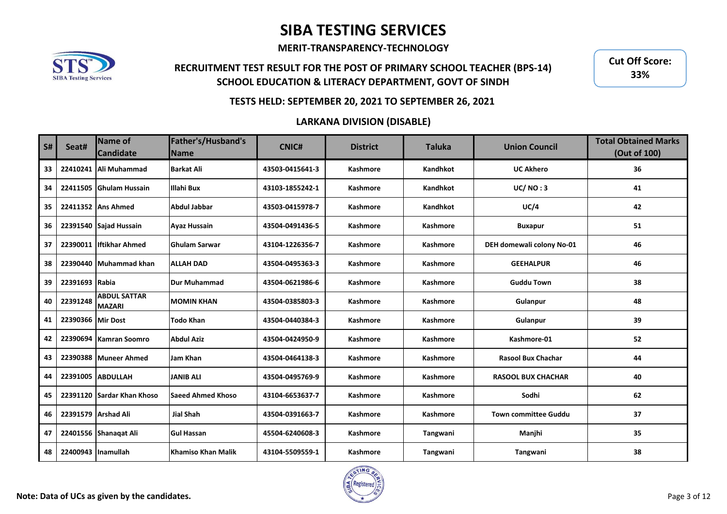# SIBA TESTING SERVICES

**MERIT-TRANSPARENCY-TECHNOLOGY**

**RECRUITMENT TEST RESULT FOR THE POST OF PRIMARY SCHOOL TEACHER (BPS-14)**
**SCHOOL EDUCATION & LITERACY DEPARTMENT, GOVT OF SINDH**

**Cut Off Score: 33%**

**TESTS HELD: SEPTEMBER 20, 2021 TO SEPTEMBER 26, 2021**

## LARKANA DIVISION (DISABLE)

| S# | Seat# | Name of Candidate | Father's/Husband's Name | CNIC# | District | Taluka | Union Council | Total Obtained Marks (Out of 100) |
|---|---|---|---|---|---|---|---|---|
| 33 | 22410241 | Ali Muhammad | Barkat Ali | 43503-0415641-3 | Kashmore | Kandhkot | UC Akhero | 36 |
| 34 | 22411505 | Ghulam Hussain | Illahi Bux | 43103-1855242-1 | Kashmore | Kandhkot | UC/ NO : 3 | 41 |
| 35 | 22411352 | Ans Ahmed | Abdul Jabbar | 43503-0415978-7 | Kashmore | Kandhkot | UC/4 | 42 |
| 36 | 22391540 | Sajad Hussain | Ayaz Hussain | 43504-0491436-5 | Kashmore | Kashmore | Buxapur | 51 |
| 37 | 22390011 | Iftikhar Ahmed | Ghulam Sarwar | 43104-1226356-7 | Kashmore | Kashmore | DEH domewali colony No-01 | 46 |
| 38 | 22390440 | Muhammad khan | ALLAH DAD | 43504-0495363-3 | Kashmore | Kashmore | GEEHALPUR | 46 |
| 39 | 22391693 | Rabia | Dur Muhammad | 43504-0621986-6 | Kashmore | Kashmore | Guddu Town | 38 |
| 40 | 22391248 | ABDUL SATTAR MAZARI | MOMIN KHAN | 43504-0385803-3 | Kashmore | Kashmore | Gulanpur | 48 |
| 41 | 22390366 | Mir Dost | Todo Khan | 43504-0440384-3 | Kashmore | Kashmore | Gulanpur | 39 |
| 42 | 22390694 | Kamran Soomro | Abdul Aziz | 43504-0424950-9 | Kashmore | Kashmore | Kashmore-01 | 52 |
| 43 | 22390388 | Muneer Ahmed | Jam Khan | 43504-0464138-3 | Kashmore | Kashmore | Rasool Bux Chachar | 44 |
| 44 | 22391005 | ABDULLAH | JANIB ALI | 43504-0495769-9 | Kashmore | Kashmore | RASOOL BUX CHACHAR | 40 |
| 45 | 22391120 | Sardar Khan Khoso | Saeed Ahmed Khoso | 43104-6653637-7 | Kashmore | Kashmore | Sodhi | 62 |
| 46 | 22391579 | Arshad Ali | Jial Shah | 43504-0391663-7 | Kashmore | Kashmore | Town committee Guddu | 37 |
| 47 | 22401556 | Shanaqat Ali | Gul Hassan | 45504-6240608-3 | Kashmore | Tangwani | Manjhi | 35 |
| 48 | 22400943 | Inamullah | Khamiso Khan Malik | 43104-5509559-1 | Kashmore | Tangwani | Tangwani | 38 |

**Note: Data of UCs as given by the candidates.**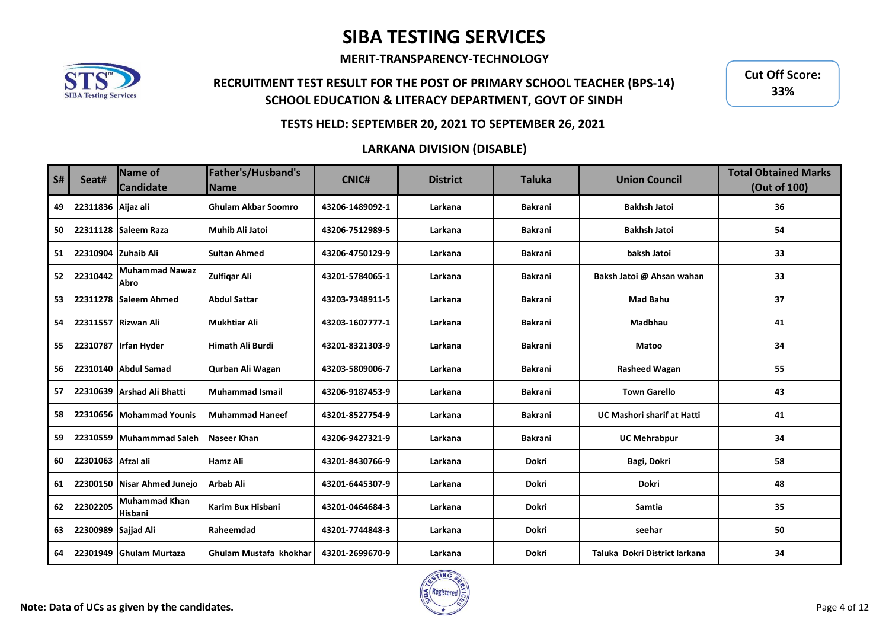# SIBA TESTING SERVICES

**MERIT-TRANSPARENCY-TECHNOLOGY**

## RECRUITMENT TEST RESULT FOR THE POST OF PRIMARY SCHOOL TEACHER (BPS-14)

## SCHOOL EDUCATION & LITERACY DEPARTMENT, GOVT OF SINDH

**Cut Off Score: 33%**

### TESTS HELD: SEPTEMBER 20, 2021 TO SEPTEMBER 26, 2021

### LARKANA DIVISION (DISABLE)

| S# | Seat# | Name of Candidate | Father's/Husband's Name | CNIC# | District | Taluka | Union Council | Total Obtained Marks (Out of 100) |
|---|---|---|---|---|---|---|---|---|
| 49 | 22311836 | Aijaz ali | Ghulam Akbar Soomro | 43206-1489092-1 | Larkana | Bakrani | Bakhsh Jatoi | 36 |
| 50 | 22311128 | Saleem Raza | Muhib Ali Jatoi | 43206-7512989-5 | Larkana | Bakrani | Bakhsh Jatoi | 54 |
| 51 | 22310904 | Zuhaib Ali | Sultan Ahmed | 43206-4750129-9 | Larkana | Bakrani | baksh Jatoi | 33 |
| 52 | 22310442 | Muhammad Nawaz Abro | Zulfiqar Ali | 43201-5784065-1 | Larkana | Bakrani | Baksh Jatoi @ Ahsan wahan | 33 |
| 53 | 22311278 | Saleem Ahmed | Abdul Sattar | 43203-7348911-5 | Larkana | Bakrani | Mad Bahu | 37 |
| 54 | 22311557 | Rizwan Ali | Mukhtiar Ali | 43203-1607777-1 | Larkana | Bakrani | Madbhau | 41 |
| 55 | 22310787 | Irfan Hyder | Himath Ali Burdi | 43201-8321303-9 | Larkana | Bakrani | Matoo | 34 |
| 56 | 22310140 | Abdul Samad | Qurban Ali Wagan | 43203-5809006-7 | Larkana | Bakrani | Rasheed Wagan | 55 |
| 57 | 22310639 | Arshad Ali Bhatti | Muhammad Ismail | 43206-9187453-9 | Larkana | Bakrani | Town Garello | 43 |
| 58 | 22310656 | Mohammad Younis | Muhammad Haneef | 43201-8527754-9 | Larkana | Bakrani | UC Mashori sharif at Hatti | 41 |
| 59 | 22310559 | Muhammmad Saleh | Naseer Khan | 43206-9427321-9 | Larkana | Bakrani | UC Mehrabpur | 34 |
| 60 | 22301063 | Afzal ali | Hamz Ali | 43201-8430766-9 | Larkana | Dokri | Bagi, Dokri | 58 |
| 61 | 22300150 | Nisar Ahmed Junejo | Arbab Ali | 43201-6445307-9 | Larkana | Dokri | Dokri | 48 |
| 62 | 22302205 | Muhammad Khan Hisbani | Karim Bux Hisbani | 43201-0464684-3 | Larkana | Dokri | Samtia | 35 |
| 63 | 22300989 | Sajjad Ali | Raheemdad | 43201-7744848-3 | Larkana | Dokri | seehar | 50 |
| 64 | 22301949 | Ghulam Murtaza | Ghulam Mustafa khokhar | 43201-2699670-9 | Larkana | Dokri | Taluka Dokri District larkana | 34 |

**Note: Data of UCs as given by the candidates.**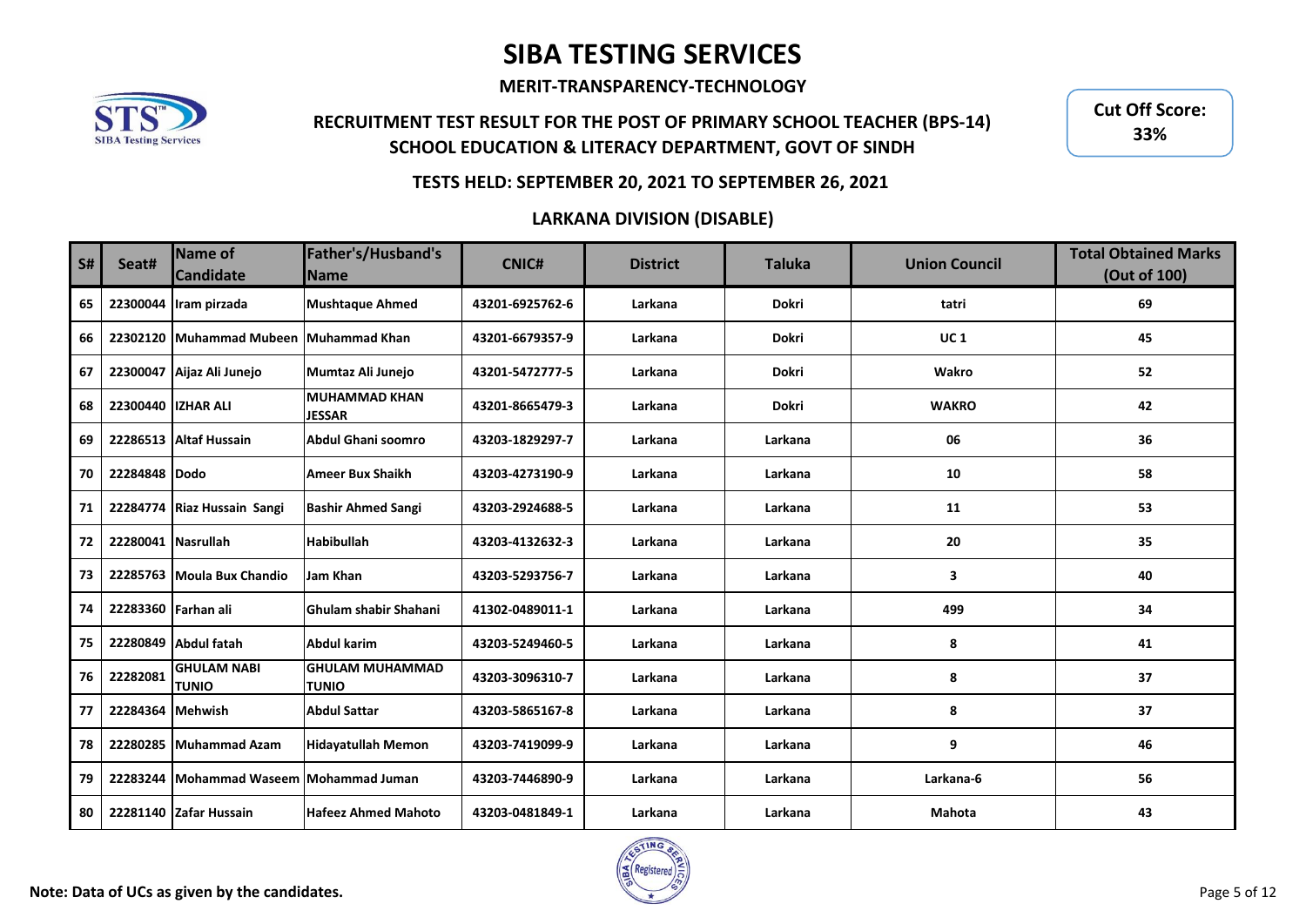# SIBA TESTING SERVICES

**MERIT-TRANSPARENCY-TECHNOLOGY**

**RECRUITMENT TEST RESULT FOR THE POST OF PRIMARY SCHOOL TEACHER (BPS-14)**
**SCHOOL EDUCATION & LITERACY DEPARTMENT, GOVT OF SINDH**

**Cut Off Score: 33%**

**TESTS HELD: SEPTEMBER 20, 2021 TO SEPTEMBER 26, 2021**

**LARKANA DIVISION (DISABLE)**

| S# | Seat# | Name of Candidate | Father's/Husband's Name | CNIC# | District | Taluka | Union Council | Total Obtained Marks (Out of 100) |
|---|---|---|---|---|---|---|---|---|
| 65 | 22300044 | Iram pirzada | Mushtaque Ahmed | 43201-6925762-6 | Larkana | Dokri | tatri | 69 |
| 66 | 22302120 | Muhammad Mubeen | Muhammad Khan | 43201-6679357-9 | Larkana | Dokri | UC 1 | 45 |
| 67 | 22300047 | Aijaz Ali Junejo | Mumtaz Ali Junejo | 43201-5472777-5 | Larkana | Dokri | Wakro | 52 |
| 68 | 22300440 | IZHAR ALI | MUHAMMAD KHAN JESSAR | 43201-8665479-3 | Larkana | Dokri | WAKRO | 42 |
| 69 | 22286513 | Altaf Hussain | Abdul Ghani soomro | 43203-1829297-7 | Larkana | Larkana | 06 | 36 |
| 70 | 22284848 | Dodo | Ameer Bux Shaikh | 43203-4273190-9 | Larkana | Larkana | 10 | 58 |
| 71 | 22284774 | Riaz Hussain Sangi | Bashir Ahmed Sangi | 43203-2924688-5 | Larkana | Larkana | 11 | 53 |
| 72 | 22280041 | Nasrullah | Habibullah | 43203-4132632-3 | Larkana | Larkana | 20 | 35 |
| 73 | 22285763 | Moula Bux Chandio | Jam Khan | 43203-5293756-7 | Larkana | Larkana | 3 | 40 |
| 74 | 22283360 | Farhan ali | Ghulam shabir Shahani | 41302-0489011-1 | Larkana | Larkana | 499 | 34 |
| 75 | 22280849 | Abdul fatah | Abdul karim | 43203-5249460-5 | Larkana | Larkana | 8 | 41 |
| 76 | 22282081 | GHULAM NABI TUNIO | GHULAM MUHAMMAD TUNIO | 43203-3096310-7 | Larkana | Larkana | 8 | 37 |
| 77 | 22284364 | Mehwish | Abdul Sattar | 43203-5865167-8 | Larkana | Larkana | 8 | 37 |
| 78 | 22280285 | Muhammad Azam | Hidayatullah Memon | 43203-7419099-9 | Larkana | Larkana | 9 | 46 |
| 79 | 22283244 | Mohammad Waseem | Mohammad Juman | 43203-7446890-9 | Larkana | Larkana | Larkana-6 | 56 |
| 80 | 22281140 | Zafar Hussain | Hafeez Ahmed Mahoto | 43203-0481849-1 | Larkana | Larkana | Mahota | 43 |

**Note: Data of UCs as given by the candidates.**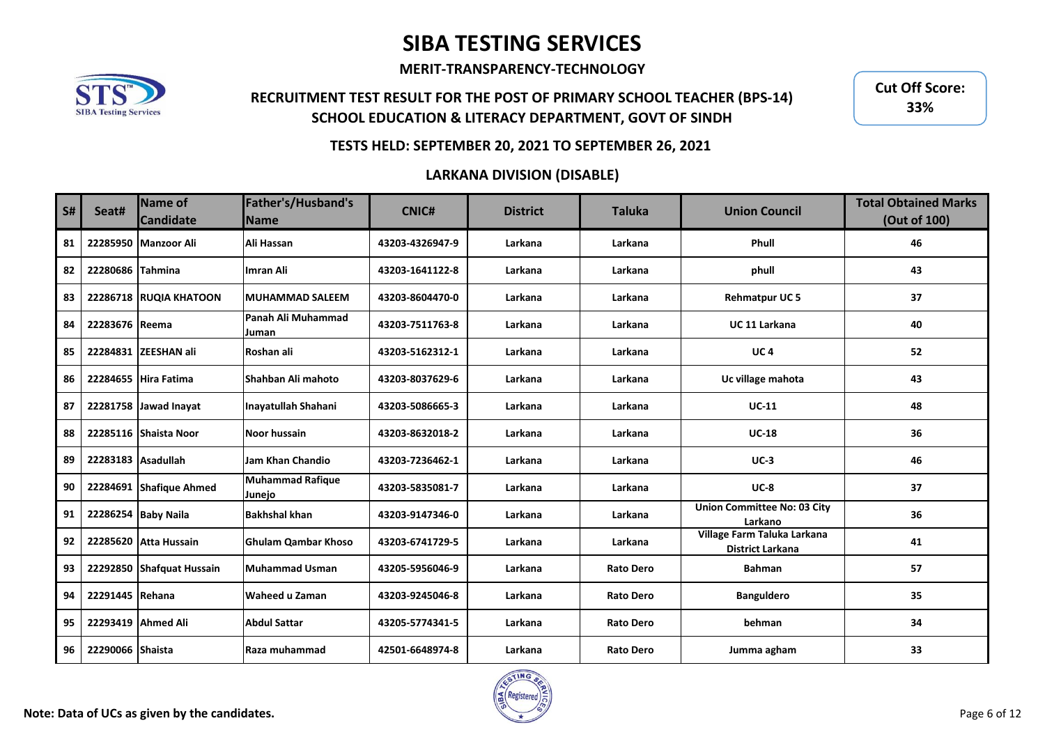# SIBA TESTING SERVICES

**MERIT-TRANSPARENCY-TECHNOLOGY**

## RECRUITMENT TEST RESULT FOR THE POST OF PRIMARY SCHOOL TEACHER (BPS-14)

## SCHOOL EDUCATION & LITERACY DEPARTMENT, GOVT OF SINDH

**Cut Off Score: 33%**

### TESTS HELD: SEPTEMBER 20, 2021 TO SEPTEMBER 26, 2021

### LARKANA DIVISION (DISABLE)

| S# | Seat# | Name of Candidate | Father's/Husband's Name | CNIC# | District | Taluka | Union Council | Total Obtained Marks (Out of 100) |
|---|---|---|---|---|---|---|---|---|
| 81 | 22285950 | Manzoor Ali | Ali Hassan | 43203-4326947-9 | Larkana | Larkana | Phull | 46 |
| 82 | 22280686 | Tahmina | Imran Ali | 43203-1641122-8 | Larkana | Larkana | phull | 43 |
| 83 | 22286718 | RUQIA KHATOON | MUHAMMAD SALEEM | 43203-8604470-0 | Larkana | Larkana | Rehmatpur UC 5 | 37 |
| 84 | 22283676 | Reema | Panah Ali Muhammad Juman | 43203-7511763-8 | Larkana | Larkana | UC 11 Larkana | 40 |
| 85 | 22284831 | ZEESHAN ali | Roshan ali | 43203-5162312-1 | Larkana | Larkana | UC 4 | 52 |
| 86 | 22284655 | Hira Fatima | Shahban Ali mahoto | 43203-8037629-6 | Larkana | Larkana | Uc village mahota | 43 |
| 87 | 22281758 | Jawad Inayat | Inayatullah Shahani | 43203-5086665-3 | Larkana | Larkana | UC-11 | 48 |
| 88 | 22285116 | Shaista Noor | Noor hussain | 43203-8632018-2 | Larkana | Larkana | UC-18 | 36 |
| 89 | 22283183 | Asadullah | Jam Khan Chandio | 43203-7236462-1 | Larkana | Larkana | UC-3 | 46 |
| 90 | 22284691 | Shafique Ahmed | Muhammad Rafique Junejo | 43203-5835081-7 | Larkana | Larkana | UC-8 | 37 |
| 91 | 22286254 | Baby Naila | Bakhshal khan | 43203-9147346-0 | Larkana | Larkana | Union Committee No: 03 City Larkano | 36 |
| 92 | 22285620 | Atta Hussain | Ghulam Qambar Khoso | 43203-6741729-5 | Larkana | Larkana | Village Farm Taluka Larkana District Larkana | 41 |
| 93 | 22292850 | Shafquat Hussain | Muhammad Usman | 43205-5956046-9 | Larkana | Rato Dero | Bahman | 57 |
| 94 | 22291445 | Rehana | Waheed u Zaman | 43203-9245046-8 | Larkana | Rato Dero | Banguldero | 35 |
| 95 | 22293419 | Ahmed Ali | Abdul Sattar | 43205-5774341-5 | Larkana | Rato Dero | behman | 34 |
| 96 | 22290066 | Shaista | Raza muhammad | 42501-6648974-8 | Larkana | Rato Dero | Jumma agham | 33 |

**Note: Data of UCs as given by the candidates.**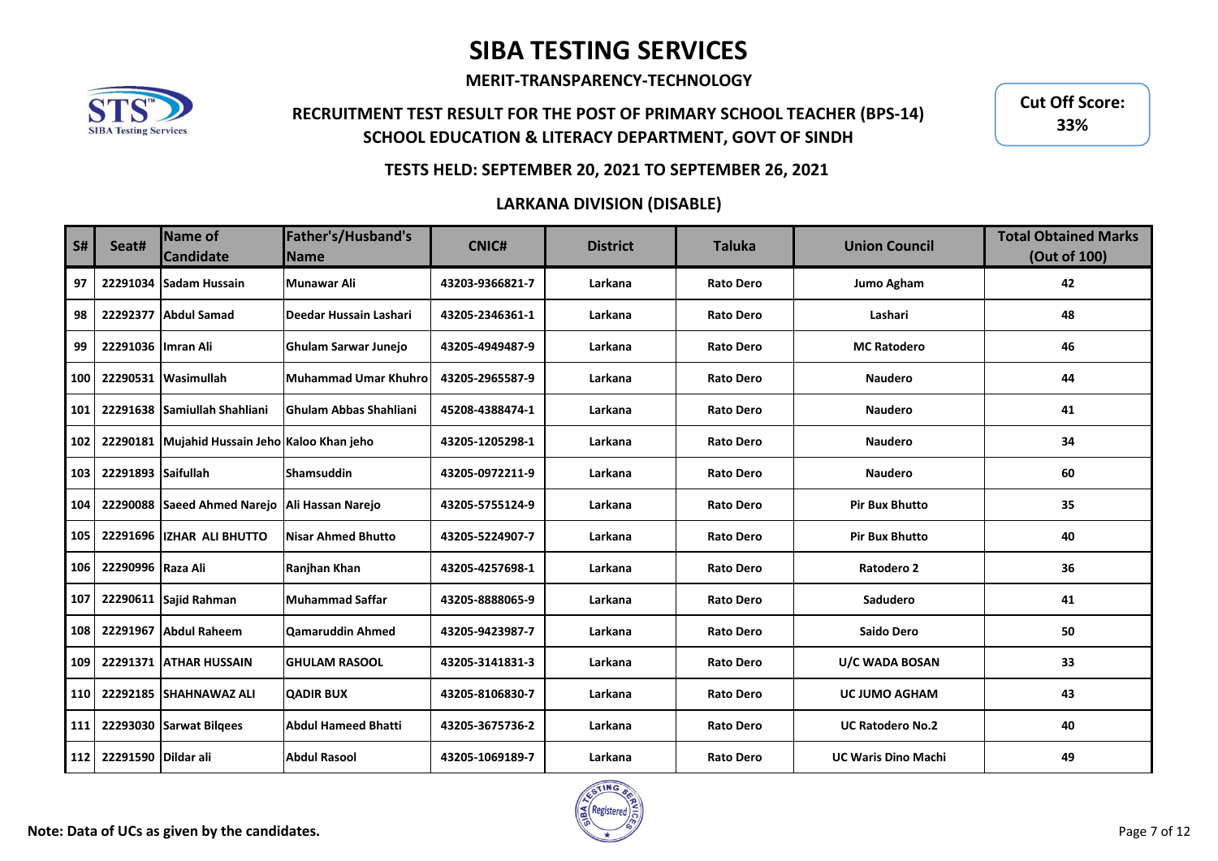# SIBA TESTING SERVICES

**MERIT-TRANSPARENCY-TECHNOLOGY**

**RECRUITMENT TEST RESULT FOR THE POST OF PRIMARY SCHOOL TEACHER (BPS-14)**
**SCHOOL EDUCATION & LITERACY DEPARTMENT, GOVT OF SINDH**

**Cut Off Score: 33%**

**TESTS HELD: SEPTEMBER 20, 2021 TO SEPTEMBER 26, 2021**

**LARKANA DIVISION (DISABLE)**

| S# | Seat# | Name of Candidate | Father's/Husband's Name | CNIC# | District | Taluka | Union Council | Total Obtained Marks (Out of 100) |
|---|---|---|---|---|---|---|---|---|
| 97 | 22291034 | Sadam Hussain | Munawar Ali | 43203-9366821-7 | Larkana | Rato Dero | Jumo Agham | 42 |
| 98 | 22292377 | Abdul Samad | Deedar Hussain Lashari | 43205-2346361-1 | Larkana | Rato Dero | Lashari | 48 |
| 99 | 22291036 | Imran Ali | Ghulam Sarwar Junejo | 43205-4949487-9 | Larkana | Rato Dero | MC Ratodero | 46 |
| 100 | 22290531 | Wasimullah | Muhammad Umar Khuhro | 43205-2965587-9 | Larkana | Rato Dero | Naudero | 44 |
| 101 | 22291638 | Samiullah Shahliani | Ghulam Abbas Shahliani | 45208-4388474-1 | Larkana | Rato Dero | Naudero | 41 |
| 102 | 22290181 | Mujahid Hussain Jeho | Kaloo Khan jeho | 43205-1205298-1 | Larkana | Rato Dero | Naudero | 34 |
| 103 | 22291893 | Saifullah | Shamsuddin | 43205-0972211-9 | Larkana | Rato Dero | Naudero | 60 |
| 104 | 22290088 | Saeed Ahmed Narejo | Ali Hassan Narejo | 43205-5755124-9 | Larkana | Rato Dero | Pir Bux Bhutto | 35 |
| 105 | 22291696 | IZHAR ALI BHUTTO | Nisar Ahmed Bhutto | 43205-5224907-7 | Larkana | Rato Dero | Pir Bux Bhutto | 40 |
| 106 | 22290996 | Raza Ali | Ranjhan Khan | 43205-4257698-1 | Larkana | Rato Dero | Ratodero 2 | 36 |
| 107 | 22290611 | Sajid Rahman | Muhammad Saffar | 43205-8888065-9 | Larkana | Rato Dero | Sadudero | 41 |
| 108 | 22291967 | Abdul Raheem | Qamaruddin Ahmed | 43205-9423987-7 | Larkana | Rato Dero | Saido Dero | 50 |
| 109 | 22291371 | ATHAR HUSSAIN | GHULAM RASOOL | 43205-3141831-3 | Larkana | Rato Dero | U/C WADA BOSAN | 33 |
| 110 | 22292185 | SHAHNAWAZ ALI | QADIR BUX | 43205-8106830-7 | Larkana | Rato Dero | UC JUMO AGHAM | 43 |
| 111 | 22293030 | Sarwat Bilqees | Abdul Hameed Bhatti | 43205-3675736-2 | Larkana | Rato Dero | UC Ratodero No.2 | 40 |
| 112 | 22291590 | Dildar ali | Abdul Rasool | 43205-1069189-7 | Larkana | Rato Dero | UC Waris Dino Machi | 49 |

**Note: Data of UCs as given by the candidates.**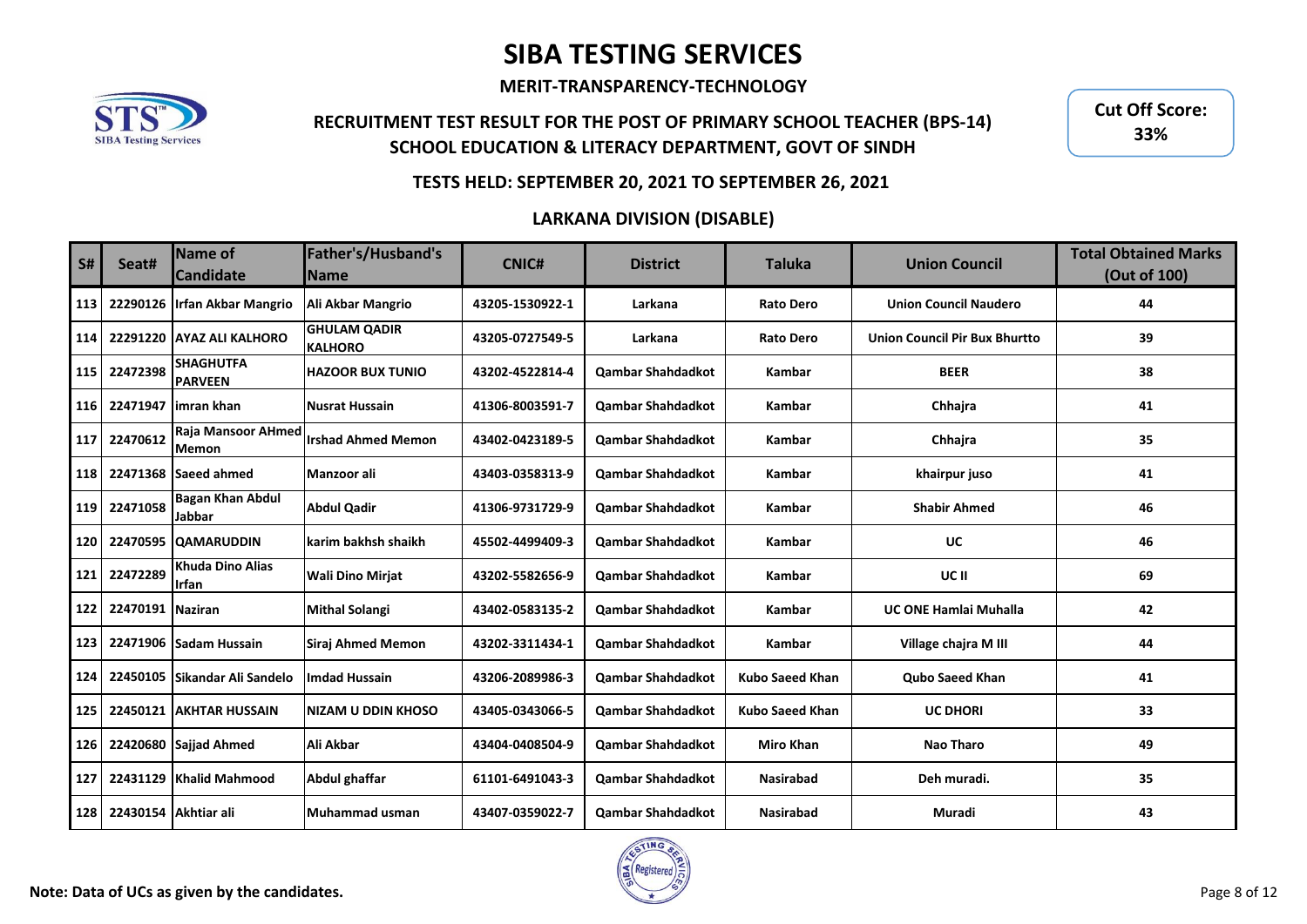# SIBA TESTING SERVICES

**MERIT-TRANSPARENCY-TECHNOLOGY**

**RECRUITMENT TEST RESULT FOR THE POST OF PRIMARY SCHOOL TEACHER (BPS-14)**
**SCHOOL EDUCATION & LITERACY DEPARTMENT, GOVT OF SINDH**

**Cut Off Score: 33%**

**TESTS HELD: SEPTEMBER 20, 2021 TO SEPTEMBER 26, 2021**

**LARKANA DIVISION (DISABLE)**

| S# | Seat# | Name of Candidate | Father's/Husband's Name | CNIC# | District | Taluka | Union Council | Total Obtained Marks (Out of 100) |
|---|---|---|---|---|---|---|---|---|
| 113 | 22290126 | Irfan Akbar Mangrio | Ali Akbar Mangrio | 43205-1530922-1 | Larkana | Rato Dero | Union Council Naudero | 44 |
| 114 | 22291220 | AYAZ ALI KALHORO | GHULAM QADIR KALHORO | 43205-0727549-5 | Larkana | Rato Dero | Union Council Pir Bux Bhurtto | 39 |
| 115 | 22472398 | SHAGHUTFA PARVEEN | HAZOOR BUX TUNIO | 43202-4522814-4 | Qambar Shahdadkot | Kambar | BEER | 38 |
| 116 | 22471947 | imran khan | Nusrat Hussain | 41306-8003591-7 | Qambar Shahdadkot | Kambar | Chhajra | 41 |
| 117 | 22470612 | Raja Mansoor AHmed Memon | Irshad Ahmed Memon | 43402-0423189-5 | Qambar Shahdadkot | Kambar | Chhajra | 35 |
| 118 | 22471368 | Saeed ahmed | Manzoor ali | 43403-0358313-9 | Qambar Shahdadkot | Kambar | khairpur juso | 41 |
| 119 | 22471058 | Bagan Khan Abdul Jabbar | Abdul Qadir | 41306-9731729-9 | Qambar Shahdadkot | Kambar | Shabir Ahmed | 46 |
| 120 | 22470595 | QAMARUDDIN | karim bakhsh shaikh | 45502-4499409-3 | Qambar Shahdadkot | Kambar | UC | 46 |
| 121 | 22472289 | Khuda Dino Alias Irfan | Wali Dino Mirjat | 43202-5582656-9 | Qambar Shahdadkot | Kambar | UC II | 69 |
| 122 | 22470191 | Naziran | Mithal Solangi | 43402-0583135-2 | Qambar Shahdadkot | Kambar | UC ONE Hamlai Muhalla | 42 |
| 123 | 22471906 | Sadam Hussain | Siraj Ahmed Memon | 43202-3311434-1 | Qambar Shahdadkot | Kambar | Village chajra M III | 44 |
| 124 | 22450105 | Sikandar Ali Sandelo | Imdad Hussain | 43206-2089986-3 | Qambar Shahdadkot | Kubo Saeed Khan | Qubo Saeed Khan | 41 |
| 125 | 22450121 | AKHTAR HUSSAIN | NIZAM U DDIN KHOSO | 43405-0343066-5 | Qambar Shahdadkot | Kubo Saeed Khan | UC DHORI | 33 |
| 126 | 22420680 | Sajjad Ahmed | Ali Akbar | 43404-0408504-9 | Qambar Shahdadkot | Miro Khan | Nao Tharo | 49 |
| 127 | 22431129 | Khalid Mahmood | Abdul ghaffar | 61101-6491043-3 | Qambar Shahdadkot | Nasirabad | Deh muradi. | 35 |
| 128 | 22430154 | Akhtiar ali | Muhammad usman | 43407-0359022-7 | Qambar Shahdadkot | Nasirabad | Muradi | 43 |

**Note: Data of UCs as given by the candidates.**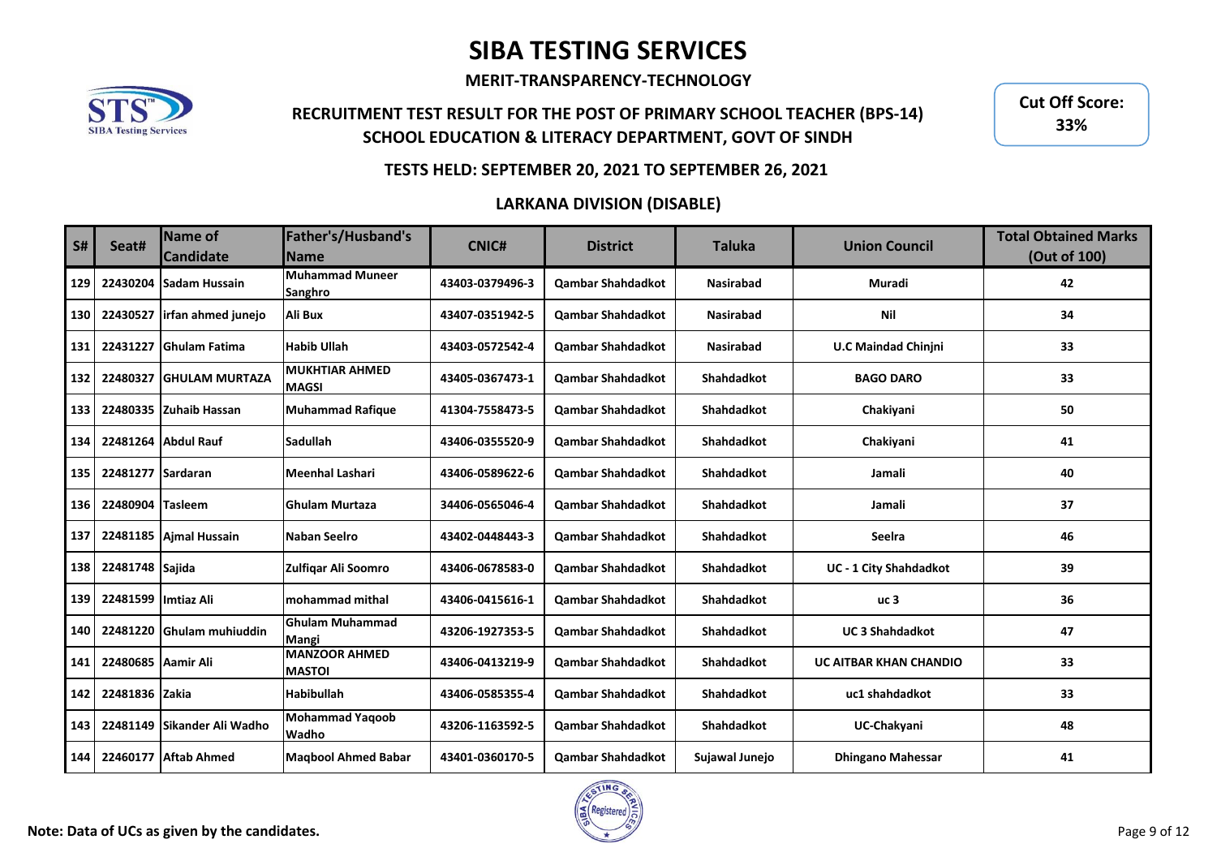# SIBA TESTING SERVICES

**MERIT-TRANSPARENCY-TECHNOLOGY**

## RECRUITMENT TEST RESULT FOR THE POST OF PRIMARY SCHOOL TEACHER (BPS-14)
## SCHOOL EDUCATION & LITERACY DEPARTMENT, GOVT OF SINDH

**Cut Off Score: 33%**

### TESTS HELD: SEPTEMBER 20, 2021 TO SEPTEMBER 26, 2021

### LARKANA DIVISION (DISABLE)

| S# | Seat# | Name of Candidate | Father's/Husband's Name | CNIC# | District | Taluka | Union Council | Total Obtained Marks (Out of 100) |
|---|---|---|---|---|---|---|---|---|
| 129 | 22430204 | Sadam Hussain | Muhammad Muneer Sanghro | 43403-0379496-3 | Qambar Shahdadkot | Nasirabad | Muradi | 42 |
| 130 | 22430527 | irfan ahmed junejo | Ali Bux | 43407-0351942-5 | Qambar Shahdadkot | Nasirabad | Nil | 34 |
| 131 | 22431227 | Ghulam Fatima | Habib Ullah | 43403-0572542-4 | Qambar Shahdadkot | Nasirabad | U.C Maindad Chinjni | 33 |
| 132 | 22480327 | GHULAM MURTAZA | MUKHTIAR AHMED MAGSI | 43405-0367473-1 | Qambar Shahdadkot | Shahdadkot | BAGO DARO | 33 |
| 133 | 22480335 | Zuhaib Hassan | Muhammad Rafique | 41304-7558473-5 | Qambar Shahdadkot | Shahdadkot | Chakiyani | 50 |
| 134 | 22481264 | Abdul Rauf | Sadullah | 43406-0355520-9 | Qambar Shahdadkot | Shahdadkot | Chakiyani | 41 |
| 135 | 22481277 | Sardaran | Meenhal Lashari | 43406-0589622-6 | Qambar Shahdadkot | Shahdadkot | Jamali | 40 |
| 136 | 22480904 | Tasleem | Ghulam Murtaza | 34406-0565046-4 | Qambar Shahdadkot | Shahdadkot | Jamali | 37 |
| 137 | 22481185 | Ajmal Hussain | Naban Seelro | 43402-0448443-3 | Qambar Shahdadkot | Shahdadkot | Seelra | 46 |
| 138 | 22481748 | Sajida | Zulfiqar Ali Soomro | 43406-0678583-0 | Qambar Shahdadkot | Shahdadkot | UC - 1 City Shahdadkot | 39 |
| 139 | 22481599 | Imtiaz Ali | mohammad mithal | 43406-0415616-1 | Qambar Shahdadkot | Shahdadkot | uc 3 | 36 |
| 140 | 22481220 | Ghulam muhiuddin | Ghulam Muhammad Mangi | 43206-1927353-5 | Qambar Shahdadkot | Shahdadkot | UC 3 Shahdadkot | 47 |
| 141 | 22480685 | Aamir Ali | MANZOOR AHMED MASTOI | 43406-0413219-9 | Qambar Shahdadkot | Shahdadkot | UC AITBAR KHAN CHANDIO | 33 |
| 142 | 22481836 | Zakia | Habibullah | 43406-0585355-4 | Qambar Shahdadkot | Shahdadkot | uc1 shahdadkot | 33 |
| 143 | 22481149 | Sikander Ali Wadho | Mohammad Yaqoob Wadho | 43206-1163592-5 | Qambar Shahdadkot | Shahdadkot | UC-Chakyani | 48 |
| 144 | 22460177 | Aftab Ahmed | Maqbool Ahmed Babar | 43401-0360170-5 | Qambar Shahdadkot | Sujawal Junejo | Dhingano Mahessar | 41 |

**Note: Data of UCs as given by the candidates.**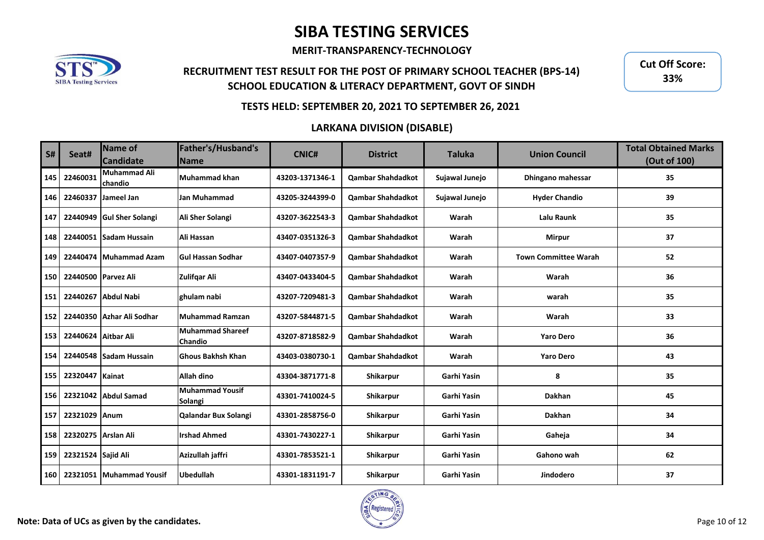# SIBA TESTING SERVICES

**MERIT-TRANSPARENCY-TECHNOLOGY**

**RECRUITMENT TEST RESULT FOR THE POST OF PRIMARY SCHOOL TEACHER (BPS-14)**
**SCHOOL EDUCATION & LITERACY DEPARTMENT, GOVT OF SINDH**

**Cut Off Score: 33%**

**TESTS HELD: SEPTEMBER 20, 2021 TO SEPTEMBER 26, 2021**

**LARKANA DIVISION (DISABLE)**

| S# | Seat# | Name of Candidate | Father's/Husband's Name | CNIC# | District | Taluka | Union Council | Total Obtained Marks (Out of 100) |
|---|---|---|---|---|---|---|---|---|
| 145 | 22460031 | Muhammad Ali chandio | Muhammad khan | 43203-1371346-1 | Qambar Shahdadkot | Sujawal Junejo | Dhingano mahessar | 35 |
| 146 | 22460337 | Jameel Jan | Jan Muhammad | 43205-3244399-0 | Qambar Shahdadkot | Sujawal Junejo | Hyder Chandio | 39 |
| 147 | 22440949 | Gul Sher Solangi | Ali Sher Solangi | 43207-3622543-3 | Qambar Shahdadkot | Warah | Lalu Raunk | 35 |
| 148 | 22440051 | Sadam Hussain | Ali Hassan | 43407-0351326-3 | Qambar Shahdadkot | Warah | Mirpur | 37 |
| 149 | 22440474 | Muhammad Azam | Gul Hassan Sodhar | 43407-0407357-9 | Qambar Shahdadkot | Warah | Town Committee Warah | 52 |
| 150 | 22440500 | Parvez Ali | Zulifqar Ali | 43407-0433404-5 | Qambar Shahdadkot | Warah | Warah | 36 |
| 151 | 22440267 | Abdul Nabi | ghulam nabi | 43207-7209481-3 | Qambar Shahdadkot | Warah | warah | 35 |
| 152 | 22440350 | Azhar Ali Sodhar | Muhammad Ramzan | 43207-5844871-5 | Qambar Shahdadkot | Warah | Warah | 33 |
| 153 | 22440624 | Aitbar Ali | Muhammad Shareef Chandio | 43207-8718582-9 | Qambar Shahdadkot | Warah | Yaro Dero | 36 |
| 154 | 22440548 | Sadam Hussain | Ghous Bakhsh Khan | 43403-0380730-1 | Qambar Shahdadkot | Warah | Yaro Dero | 43 |
| 155 | 22320447 | Kainat | Allah dino | 43304-3871771-8 | Shikarpur | Garhi Yasin | 8 | 35 |
| 156 | 22321042 | Abdul Samad | Muhammad Yousif Solangi | 43301-7410024-5 | Shikarpur | Garhi Yasin | Dakhan | 45 |
| 157 | 22321029 | Anum | Qalandar Bux Solangi | 43301-2858756-0 | Shikarpur | Garhi Yasin | Dakhan | 34 |
| 158 | 22320275 | Arslan Ali | Irshad Ahmed | 43301-7430227-1 | Shikarpur | Garhi Yasin | Gaheja | 34 |
| 159 | 22321524 | Sajid Ali | Azizullah jaffri | 43301-7853521-1 | Shikarpur | Garhi Yasin | Gahono wah | 62 |
| 160 | 22321051 | Muhammad Yousif | Ubedullah | 43301-1831191-7 | Shikarpur | Garhi Yasin | Jindodero | 37 |

**Note: Data of UCs as given by the candidates.**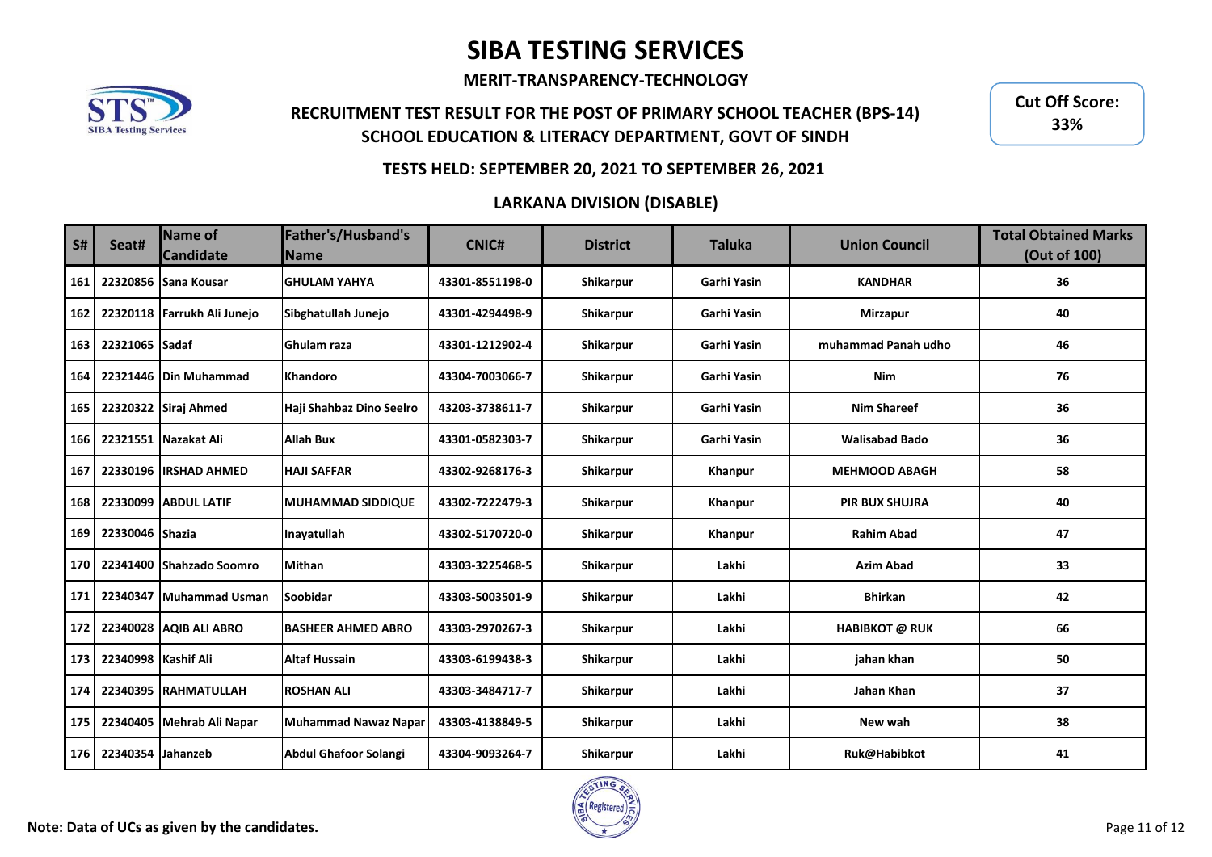# SIBA TESTING SERVICES

**MERIT-TRANSPARENCY-TECHNOLOGY**

**RECRUITMENT TEST RESULT FOR THE POST OF PRIMARY SCHOOL TEACHER (BPS-14)**
**SCHOOL EDUCATION & LITERACY DEPARTMENT, GOVT OF SINDH**

**Cut Off Score: 33%**

**TESTS HELD: SEPTEMBER 20, 2021 TO SEPTEMBER 26, 2021**

**LARKANA DIVISION (DISABLE)**

| S# | Seat# | Name of Candidate | Father's/Husband's Name | CNIC# | District | Taluka | Union Council | Total Obtained Marks (Out of 100) |
|---|---|---|---|---|---|---|---|---|
| 161 | 22320856 | Sana Kousar | GHULAM YAHYA | 43301-8551198-0 | Shikarpur | Garhi Yasin | KANDHAR | 36 |
| 162 | 22320118 | Farrukh Ali Junejo | Sibghatullah Junejo | 43301-4294498-9 | Shikarpur | Garhi Yasin | Mirzapur | 40 |
| 163 | 22321065 | Sadaf | Ghulam raza | 43301-1212902-4 | Shikarpur | Garhi Yasin | muhammad Panah udho | 46 |
| 164 | 22321446 | Din Muhammad | Khandoro | 43304-7003066-7 | Shikarpur | Garhi Yasin | Nim | 76 |
| 165 | 22320322 | Siraj Ahmed | Haji Shahbaz Dino Seelro | 43203-3738611-7 | Shikarpur | Garhi Yasin | Nim Shareef | 36 |
| 166 | 22321551 | Nazakat Ali | Allah Bux | 43301-0582303-7 | Shikarpur | Garhi Yasin | Walisabad Bado | 36 |
| 167 | 22330196 | IRSHAD AHMED | HAJI SAFFAR | 43302-9268176-3 | Shikarpur | Khanpur | MEHMOOD ABAGH | 58 |
| 168 | 22330099 | ABDUL LATIF | MUHAMMAD SIDDIQUE | 43302-7222479-3 | Shikarpur | Khanpur | PIR BUX SHUJRA | 40 |
| 169 | 22330046 | Shazia | Inayatullah | 43302-5170720-0 | Shikarpur | Khanpur | Rahim Abad | 47 |
| 170 | 22341400 | Shahzado Soomro | Mithan | 43303-3225468-5 | Shikarpur | Lakhi | Azim Abad | 33 |
| 171 | 22340347 | Muhammad Usman | Soobidar | 43303-5003501-9 | Shikarpur | Lakhi | Bhirkan | 42 |
| 172 | 22340028 | AQIB ALI ABRO | BASHEER AHMED ABRO | 43303-2970267-3 | Shikarpur | Lakhi | HABIBKOT @ RUK | 66 |
| 173 | 22340998 | Kashif Ali | Altaf Hussain | 43303-6199438-3 | Shikarpur | Lakhi | jahan khan | 50 |
| 174 | 22340395 | RAHMATULLAH | ROSHAN ALI | 43303-3484717-7 | Shikarpur | Lakhi | Jahan Khan | 37 |
| 175 | 22340405 | Mehrab Ali Napar | Muhammad Nawaz Napar | 43303-4138849-5 | Shikarpur | Lakhi | New wah | 38 |
| 176 | 22340354 | Jahanzeb | Abdul Ghafoor Solangi | 43304-9093264-7 | Shikarpur | Lakhi | Ruk@Habibkot | 41 |

**Note: Data of UCs as given by the candidates.**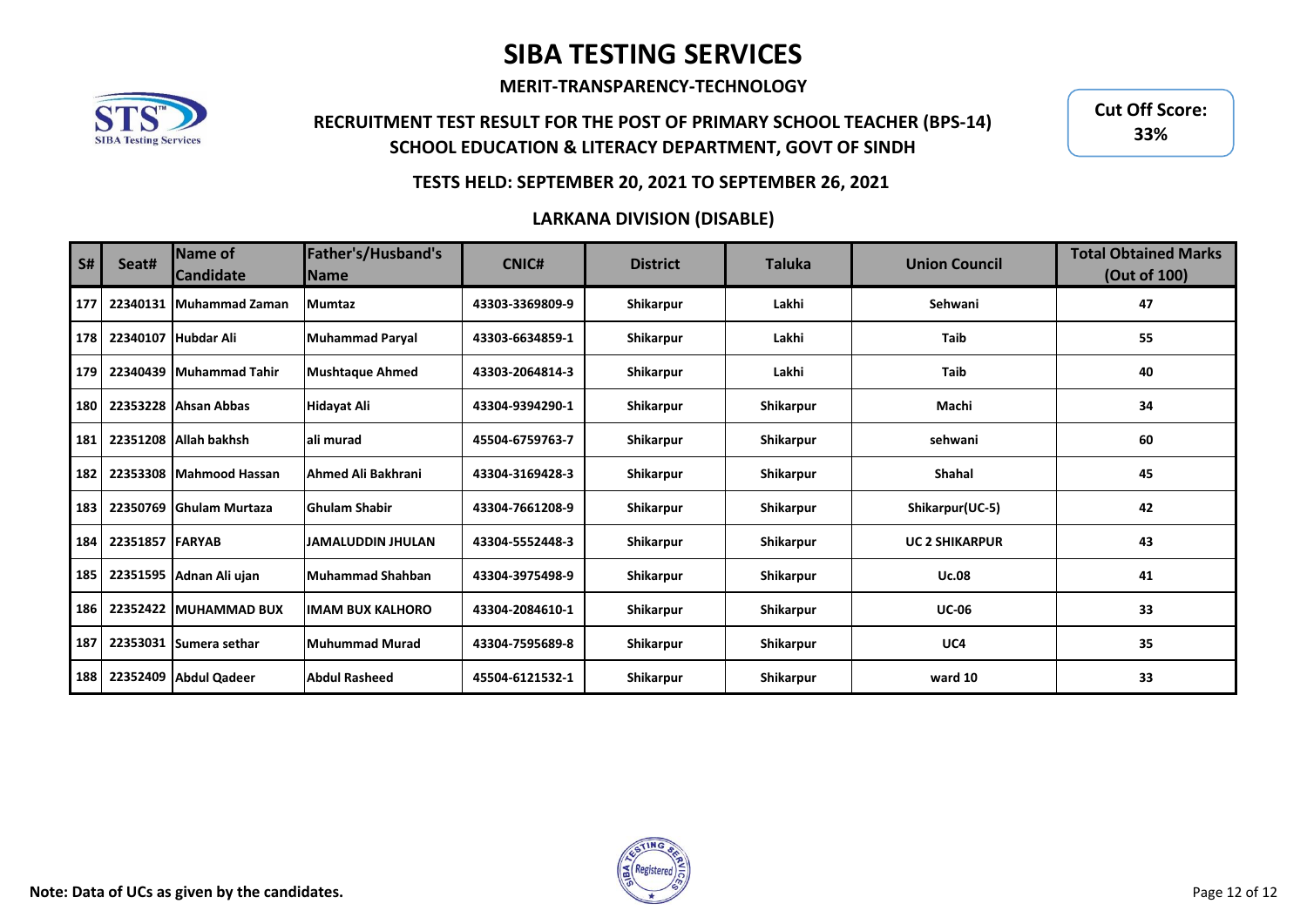# SIBA TESTING SERVICES

**MERIT-TRANSPARENCY-TECHNOLOGY**

**RECRUITMENT TEST RESULT FOR THE POST OF PRIMARY SCHOOL TEACHER (BPS-14)**
**SCHOOL EDUCATION & LITERACY DEPARTMENT, GOVT OF SINDH**

**Cut Off Score: 33%**

**TESTS HELD: SEPTEMBER 20, 2021 TO SEPTEMBER 26, 2021**

**LARKANA DIVISION (DISABLE)**

| S# | Seat# | Name of Candidate | Father's/Husband's Name | CNIC# | District | Taluka | Union Council | Total Obtained Marks (Out of 100) |
|---|---|---|---|---|---|---|---|---|
| 177 | 22340131 | Muhammad Zaman | Mumtaz | 43303-3369809-9 | Shikarpur | Lakhi | Sehwani | 47 |
| 178 | 22340107 | Hubdar Ali | Muhammad Paryal | 43303-6634859-1 | Shikarpur | Lakhi | Taib | 55 |
| 179 | 22340439 | Muhammad Tahir | Mushtaque Ahmed | 43303-2064814-3 | Shikarpur | Lakhi | Taib | 40 |
| 180 | 22353228 | Ahsan Abbas | Hidayat Ali | 43304-9394290-1 | Shikarpur | Shikarpur | Machi | 34 |
| 181 | 22351208 | Allah bakhsh | ali murad | 45504-6759763-7 | Shikarpur | Shikarpur | sehwani | 60 |
| 182 | 22353308 | Mahmood Hassan | Ahmed Ali Bakhrani | 43304-3169428-3 | Shikarpur | Shikarpur | Shahal | 45 |
| 183 | 22350769 | Ghulam Murtaza | Ghulam Shabir | 43304-7661208-9 | Shikarpur | Shikarpur | Shikarpur(UC-5) | 42 |
| 184 | 22351857 | FARYAB | JAMALUDDIN JHULAN | 43304-5552448-3 | Shikarpur | Shikarpur | UC 2 SHIKARPUR | 43 |
| 185 | 22351595 | Adnan Ali ujan | Muhammad Shahban | 43304-3975498-9 | Shikarpur | Shikarpur | Uc.08 | 41 |
| 186 | 22352422 | MUHAMMAD BUX | IMAM BUX KALHORO | 43304-2084610-1 | Shikarpur | Shikarpur | UC-06 | 33 |
| 187 | 22353031 | Sumera sethar | Muhummad Murad | 43304-7595689-8 | Shikarpur | Shikarpur | UC4 | 35 |
| 188 | 22352409 | Abdul Qadeer | Abdul Rasheed | 45504-6121532-1 | Shikarpur | Shikarpur | ward 10 | 33 |

**Note: Data of UCs as given by the candidates.**